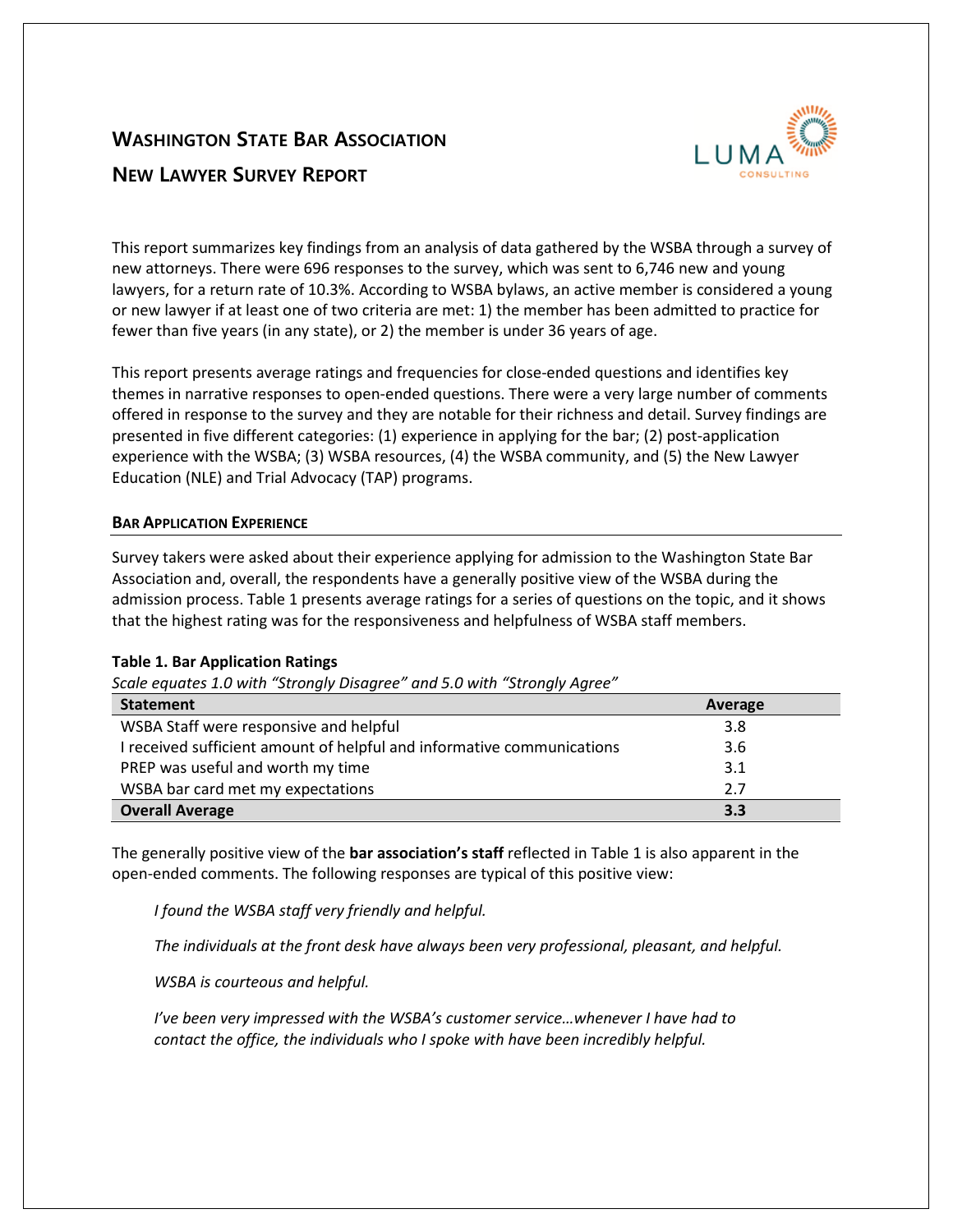# Washington State Bar Association

## New Lawyer Survey Report

This report summarizes key findings from an analysis of data gathered by the WSBA through a survey of new attorneys. There were 696 responses to the survey, which was sent to 6,746 new and young lawyers, for a return rate of 10.3%. According to WSBA bylaws, an active member is considered a young or new lawyer if at least one of two criteria are met: 1) the member has been admitted to practice for fewer than five years (in any state), or 2) the member is under 36 years of age.

This report presents average ratings and frequencies for close-ended questions and identifies key themes in narrative responses to open-ended questions. There were a very large number of comments offered in response to the survey and they are notable for their richness and detail. Survey findings are presented in five different categories: (1) experience in applying for the bar; (2) post-application experience with the WSBA; (3) WSBA resources, (4) the WSBA community, and (5) the New Lawyer Education (NLE) and Trial Advocacy (TAP) programs.

### Bar Application Experience

Survey takers were asked about their experience applying for admission to the Washington State Bar Association and, overall, the respondents have a generally positive view of the WSBA during the admission process. Table 1 presents average ratings for a series of questions on the topic, and it shows that the highest rating was for the responsiveness and helpfulness of WSBA staff members.

**Table 1. Bar Application Ratings**

*Scale equates 1.0 with "Strongly Disagree" and 5.0 with "Strongly Agree"*

| Statement | Average |
| --- | --- |
| WSBA Staff were responsive and helpful | 3.8 |
| I received sufficient amount of helpful and informative communications | 3.6 |
| PREP was useful and worth my time | 3.1 |
| WSBA bar card met my expectations | 2.7 |
| **Overall Average** | **3.3** |

The generally positive view of the **bar association's staff** reflected in Table 1 is also apparent in the open-ended comments. The following responses are typical of this positive view:

> *I found the WSBA staff very friendly and helpful.*
>
> *The individuals at the front desk have always been very professional, pleasant, and helpful.*
>
> *WSBA is courteous and helpful.*
>
> *I've been very impressed with the WSBA's customer service…whenever I have had to contact the office, the individuals who I spoke with have been incredibly helpful.*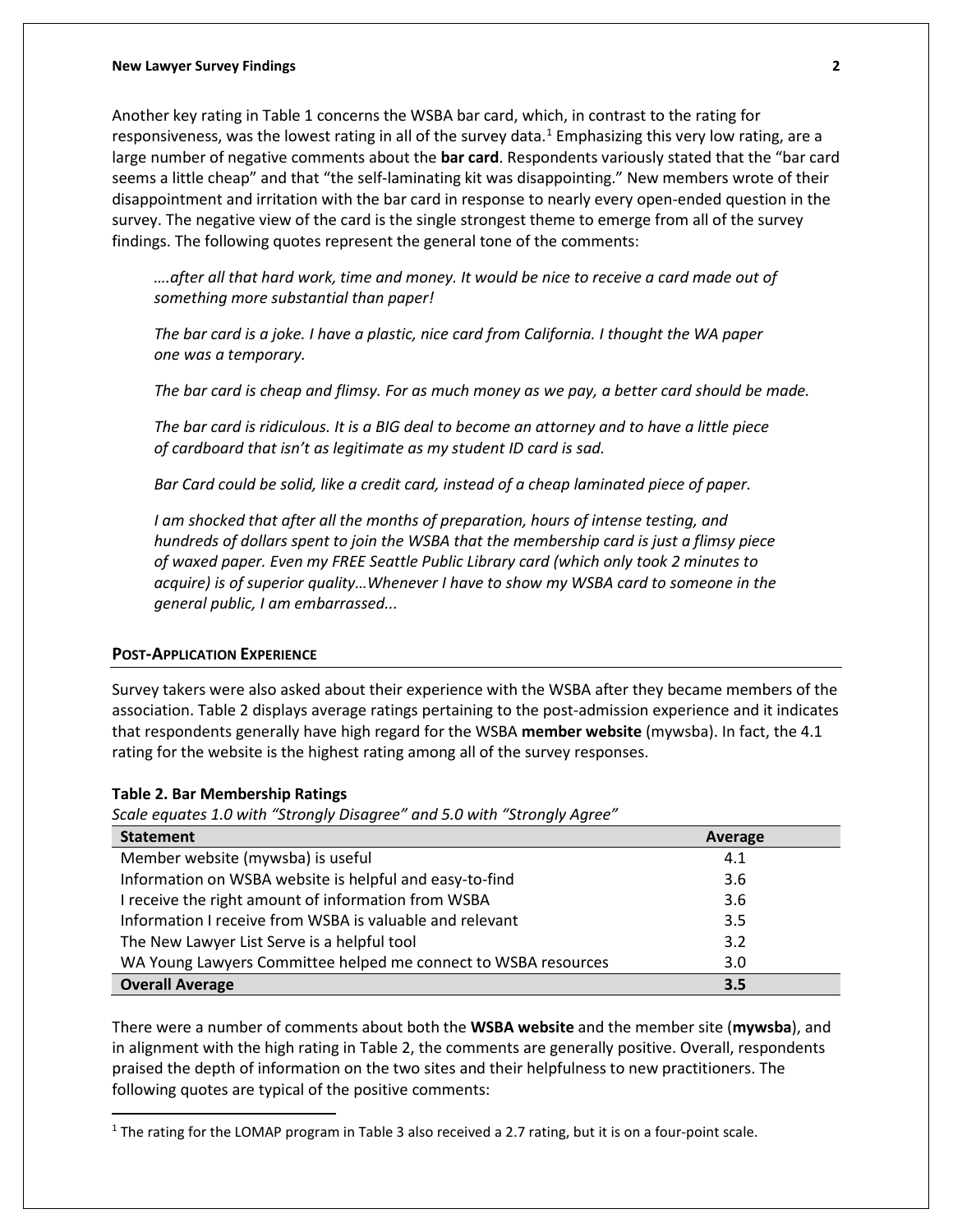Another key rating in Table 1 concerns the WSBA bar card, which, in contrast to the rating for responsiveness, was the lowest rating in all of the survey data.[1] Emphasizing this very low rating, are a large number of negative comments about the **bar card**. Respondents variously stated that the "bar card seems a little cheap" and that "the self-laminating kit was disappointing." New members wrote of their disappointment and irritation with the bar card in response to nearly every open-ended question in the survey. The negative view of the card is the single strongest theme to emerge from all of the survey findings. The following quotes represent the general tone of the comments:

> *….after all that hard work, time and money. It would be nice to receive a card made out of something more substantial than paper!*
>
> *The bar card is a joke. I have a plastic, nice card from California. I thought the WA paper one was a temporary.*
>
> *The bar card is cheap and flimsy. For as much money as we pay, a better card should be made.*
>
> *The bar card is ridiculous. It is a BIG deal to become an attorney and to have a little piece of cardboard that isn't as legitimate as my student ID card is sad.*
>
> *Bar Card could be solid, like a credit card, instead of a cheap laminated piece of paper.*
>
> *I am shocked that after all the months of preparation, hours of intense testing, and hundreds of dollars spent to join the WSBA that the membership card is just a flimsy piece of waxed paper. Even my FREE Seattle Public Library card (which only took 2 minutes to acquire) is of superior quality…Whenever I have to show my WSBA card to someone in the general public, I am embarrassed...*

## Post-Application Experience

Survey takers were also asked about their experience with the WSBA after they became members of the association. Table 2 displays average ratings pertaining to the post-admission experience and it indicates that respondents generally have high regard for the WSBA **member website** (mywsba). In fact, the 4.1 rating for the website is the highest rating among all of the survey responses.

**Table 2. Bar Membership Ratings**

*Scale equates 1.0 with "Strongly Disagree" and 5.0 with "Strongly Agree"*

| Statement | Average |
|---|---|
| Member website (mywsba) is useful | 4.1 |
| Information on WSBA website is helpful and easy-to-find | 3.6 |
| I receive the right amount of information from WSBA | 3.6 |
| Information I receive from WSBA is valuable and relevant | 3.5 |
| The New Lawyer List Serve is a helpful tool | 3.2 |
| WA Young Lawyers Committee helped me connect to WSBA resources | 3.0 |
| **Overall Average** | **3.5** |

There were a number of comments about both the **WSBA website** and the member site (**mywsba**), and in alignment with the high rating in Table 2, the comments are generally positive. Overall, respondents praised the depth of information on the two sites and their helpfulness to new practitioners. The following quotes are typical of the positive comments:

[1] The rating for the LOMAP program in Table 3 also received a 2.7 rating, but it is on a four-point scale.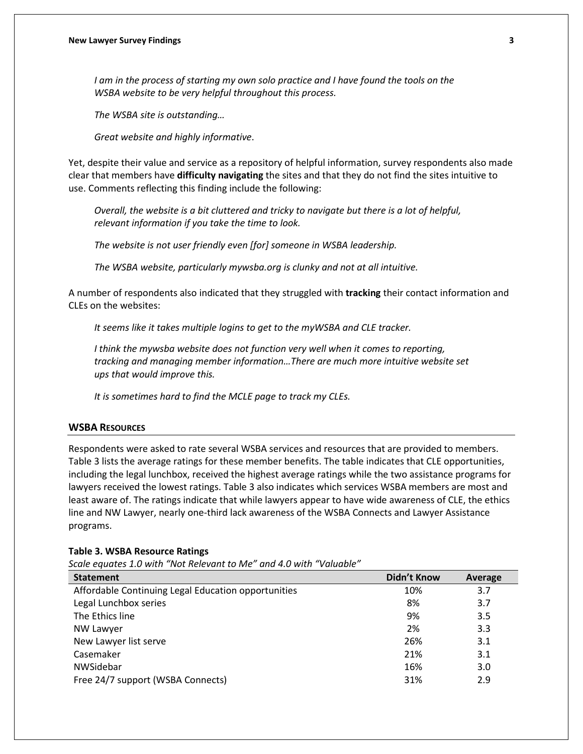*I am in the process of starting my own solo practice and I have found the tools on the WSBA website to be very helpful throughout this process.*

*The WSBA site is outstanding…*

*Great website and highly informative*.

Yet, despite their value and service as a repository of helpful information, survey respondents also made clear that members have **difficulty navigating** the sites and that they do not find the sites intuitive to use. Comments reflecting this finding include the following:

*Overall, the website is a bit cluttered and tricky to navigate but there is a lot of helpful, relevant information if you take the time to look.*

*The website is not user friendly even [for] someone in WSBA leadership.*

*The WSBA website, particularly mywsba.org is clunky and not at all intuitive.*

A number of respondents also indicated that they struggled with **tracking** their contact information and CLEs on the websites:

*It seems like it takes multiple logins to get to the myWSBA and CLE tracker.*

*I think the mywsba website does not function very well when it comes to reporting, tracking and managing member information…There are much more intuitive website set ups that would improve this.*

*It is sometimes hard to find the MCLE page to track my CLEs.*

## WSBA Resources

Respondents were asked to rate several WSBA services and resources that are provided to members. Table 3 lists the average ratings for these member benefits. The table indicates that CLE opportunities, including the legal lunchbox, received the highest average ratings while the two assistance programs for lawyers received the lowest ratings. Table 3 also indicates which services WSBA members are most and least aware of. The ratings indicate that while lawyers appear to have wide awareness of CLE, the ethics line and NW Lawyer, nearly one-third lack awareness of the WSBA Connects and Lawyer Assistance programs.

**Table 3. WSBA Resource Ratings**

*Scale equates 1.0 with "Not Relevant to Me" and 4.0 with "Valuable"*

| Statement | Didn't Know | Average |
|---|---|---|
| Affordable Continuing Legal Education opportunities | 10% | 3.7 |
| Legal Lunchbox series | 8% | 3.7 |
| The Ethics line | 9% | 3.5 |
| NW Lawyer | 2% | 3.3 |
| New Lawyer list serve | 26% | 3.1 |
| Casemaker | 21% | 3.1 |
| NWSidebar | 16% | 3.0 |
| Free 24/7 support (WSBA Connects) | 31% | 2.9 |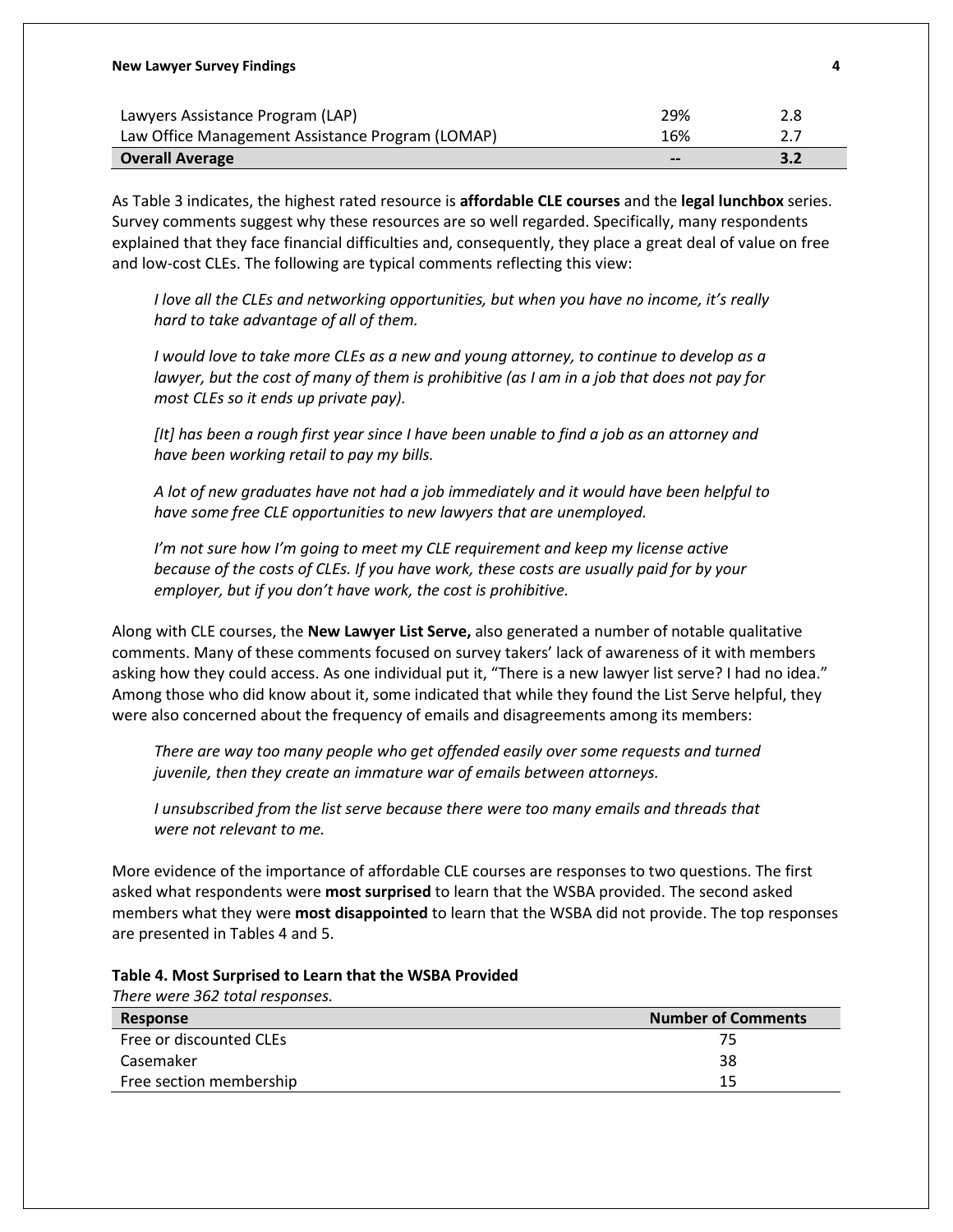| | | |
|---|---|---|
| Lawyers Assistance Program (LAP) | 29% | 2.8 |
| Law Office Management Assistance Program (LOMAP) | 16% | 2.7 |
| **Overall Average** | **--** | **3.2** |

As Table 3 indicates, the highest rated resource is **affordable CLE courses** and the **legal lunchbox** series. Survey comments suggest why these resources are so well regarded. Specifically, many respondents explained that they face financial difficulties and, consequently, they place a great deal of value on free and low-cost CLEs. The following are typical comments reflecting this view:

> *I love all the CLEs and networking opportunities, but when you have no income, it's really hard to take advantage of all of them.*
>
> *I would love to take more CLEs as a new and young attorney, to continue to develop as a lawyer, but the cost of many of them is prohibitive (as I am in a job that does not pay for most CLEs so it ends up private pay).*
>
> *[It] has been a rough first year since I have been unable to find a job as an attorney and have been working retail to pay my bills.*
>
> *A lot of new graduates have not had a job immediately and it would have been helpful to have some free CLE opportunities to new lawyers that are unemployed.*
>
> *I'm not sure how I'm going to meet my CLE requirement and keep my license active because of the costs of CLEs. If you have work, these costs are usually paid for by your employer, but if you don't have work, the cost is prohibitive.*

Along with CLE courses, the **New Lawyer List Serve,** also generated a number of notable qualitative comments. Many of these comments focused on survey takers' lack of awareness of it with members asking how they could access. As one individual put it, "There is a new lawyer list serve? I had no idea." Among those who did know about it, some indicated that while they found the List Serve helpful, they were also concerned about the frequency of emails and disagreements among its members:

> *There are way too many people who get offended easily over some requests and turned juvenile, then they create an immature war of emails between attorneys.*
>
> *I unsubscribed from the list serve because there were too many emails and threads that were not relevant to me.*

More evidence of the importance of affordable CLE courses are responses to two questions. The first asked what respondents were **most surprised** to learn that the WSBA provided. The second asked members what they were **most disappointed** to learn that the WSBA did not provide. The top responses are presented in Tables 4 and 5.

**Table 4. Most Surprised to Learn that the WSBA Provided**

*There were 362 total responses.*

| Response | Number of Comments |
|---|---|
| Free or discounted CLEs | 75 |
| Casemaker | 38 |
| Free section membership | 15 |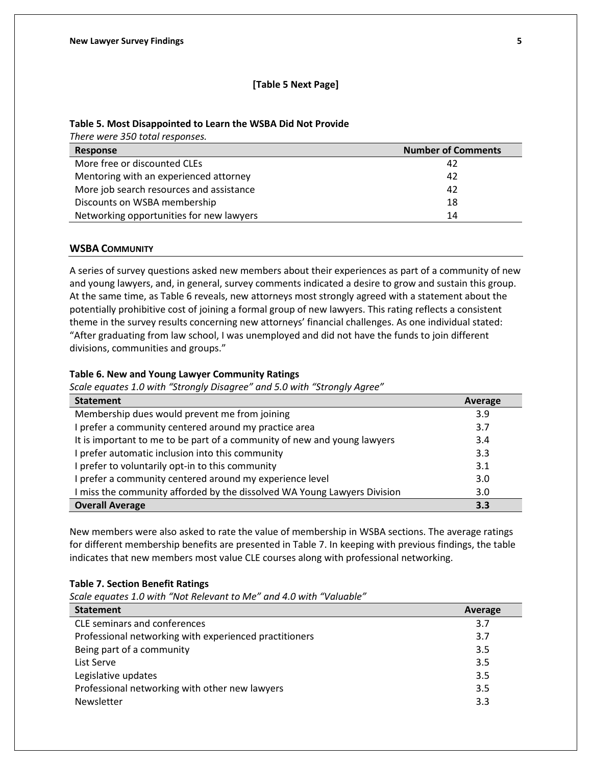**[Table 5 Next Page]**

**Table 5. Most Disappointed to Learn the WSBA Did Not Provide**

*There were 350 total responses.*

| Response | Number of Comments |
|---|---|
| More free or discounted CLEs | 42 |
| Mentoring with an experienced attorney | 42 |
| More job search resources and assistance | 42 |
| Discounts on WSBA membership | 18 |
| Networking opportunities for new lawyers | 14 |

## WSBA COMMUNITY

A series of survey questions asked new members about their experiences as part of a community of new and young lawyers, and, in general, survey comments indicated a desire to grow and sustain this group. At the same time, as Table 6 reveals, new attorneys most strongly agreed with a statement about the potentially prohibitive cost of joining a formal group of new lawyers. This rating reflects a consistent theme in the survey results concerning new attorneys' financial challenges. As one individual stated: "After graduating from law school, I was unemployed and did not have the funds to join different divisions, communities and groups."

**Table 6. New and Young Lawyer Community Ratings**

*Scale equates 1.0 with "Strongly Disagree" and 5.0 with "Strongly Agree"*

| Statement | Average |
|---|---|
| Membership dues would prevent me from joining | 3.9 |
| I prefer a community centered around my practice area | 3.7 |
| It is important to me to be part of a community of new and young lawyers | 3.4 |
| I prefer automatic inclusion into this community | 3.3 |
| I prefer to voluntarily opt-in to this community | 3.1 |
| I prefer a community centered around my experience level | 3.0 |
| I miss the community afforded by the dissolved WA Young Lawyers Division | 3.0 |
| **Overall Average** | **3.3** |

New members were also asked to rate the value of membership in WSBA sections. The average ratings for different membership benefits are presented in Table 7. In keeping with previous findings, the table indicates that new members most value CLE courses along with professional networking.

**Table 7. Section Benefit Ratings**

*Scale equates 1.0 with "Not Relevant to Me" and 4.0 with "Valuable"*

| Statement | Average |
|---|---|
| CLE seminars and conferences | 3.7 |
| Professional networking with experienced practitioners | 3.7 |
| Being part of a community | 3.5 |
| List Serve | 3.5 |
| Legislative updates | 3.5 |
| Professional networking with other new lawyers | 3.5 |
| Newsletter | 3.3 |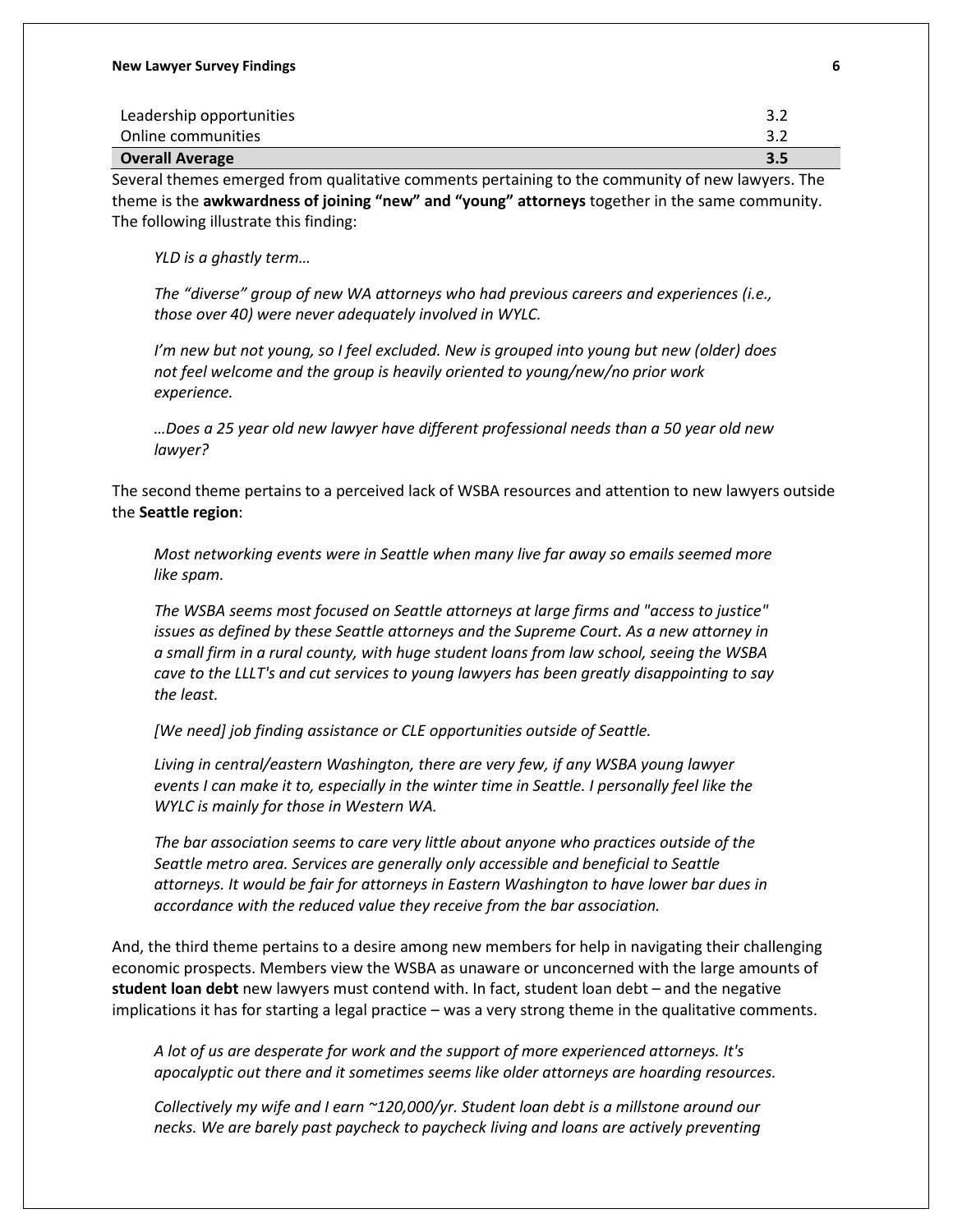| | |
|---|---|
| Leadership opportunities | 3.2 |
| Online communities | 3.2 |
| **Overall Average** | **3.5** |

Several themes emerged from qualitative comments pertaining to the community of new lawyers. The theme is the **awkwardness of joining "new" and "young" attorneys** together in the same community. The following illustrate this finding:

> *YLD is a ghastly term…*
>
> *The "diverse" group of new WA attorneys who had previous careers and experiences (i.e., those over 40) were never adequately involved in WYLC.*
>
> *I'm new but not young, so I feel excluded. New is grouped into young but new (older) does not feel welcome and the group is heavily oriented to young/new/no prior work experience.*
>
> *…Does a 25 year old new lawyer have different professional needs than a 50 year old new lawyer?*

The second theme pertains to a perceived lack of WSBA resources and attention to new lawyers outside the **Seattle region**:

> *Most networking events were in Seattle when many live far away so emails seemed more like spam.*
>
> *The WSBA seems most focused on Seattle attorneys at large firms and "access to justice" issues as defined by these Seattle attorneys and the Supreme Court. As a new attorney in a small firm in a rural county, with huge student loans from law school, seeing the WSBA cave to the LLLT's and cut services to young lawyers has been greatly disappointing to say the least.*
>
> *[We need] job finding assistance or CLE opportunities outside of Seattle.*
>
> *Living in central/eastern Washington, there are very few, if any WSBA young lawyer events I can make it to, especially in the winter time in Seattle. I personally feel like the WYLC is mainly for those in Western WA.*
>
> *The bar association seems to care very little about anyone who practices outside of the Seattle metro area. Services are generally only accessible and beneficial to Seattle attorneys. It would be fair for attorneys in Eastern Washington to have lower bar dues in accordance with the reduced value they receive from the bar association.*

And, the third theme pertains to a desire among new members for help in navigating their challenging economic prospects. Members view the WSBA as unaware or unconcerned with the large amounts of **student loan debt** new lawyers must contend with. In fact, student loan debt – and the negative implications it has for starting a legal practice – was a very strong theme in the qualitative comments.

> *A lot of us are desperate for work and the support of more experienced attorneys. It's apocalyptic out there and it sometimes seems like older attorneys are hoarding resources.*
>
> *Collectively my wife and I earn ~120,000/yr. Student loan debt is a millstone around our necks. We are barely past paycheck to paycheck living and loans are actively preventing*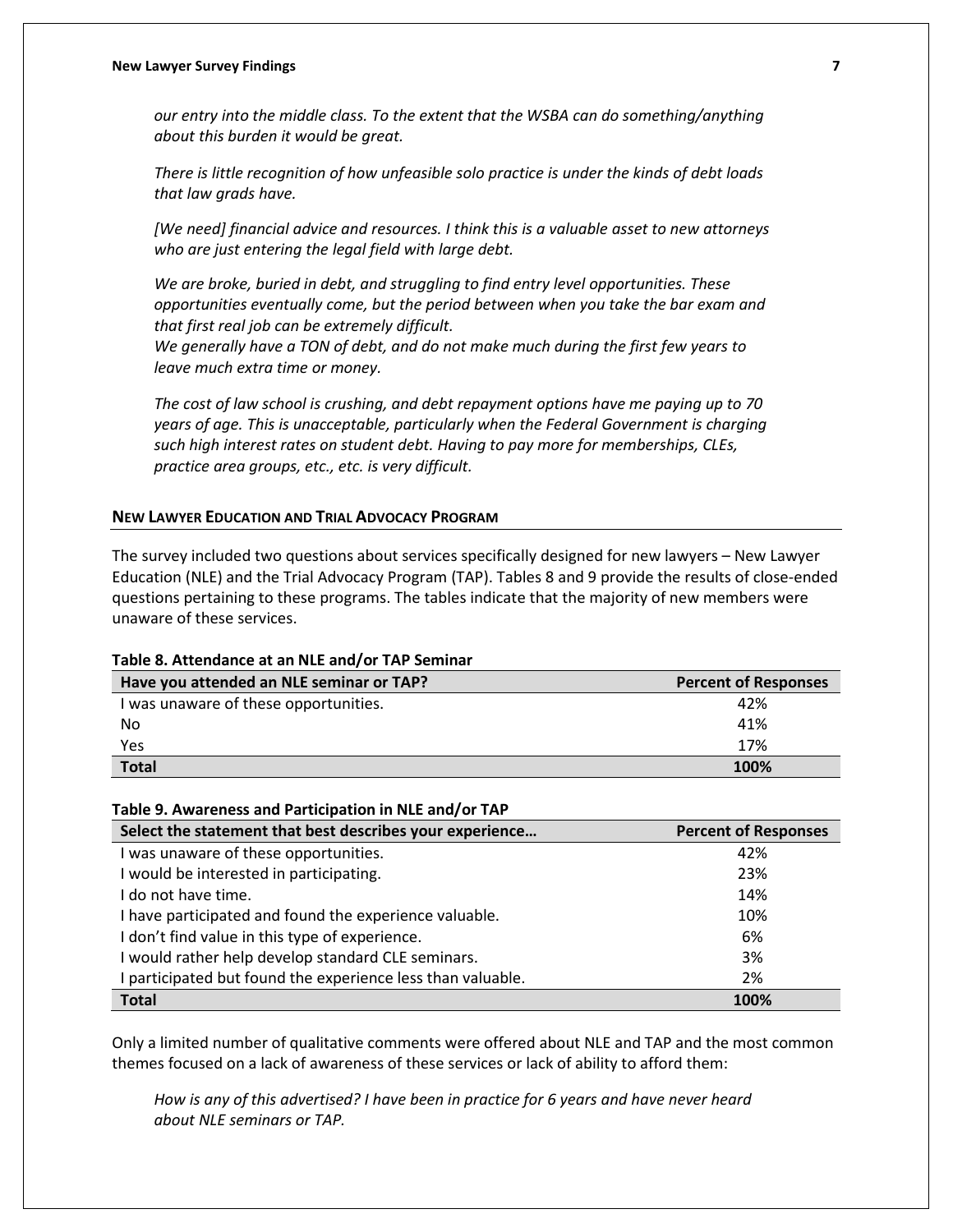*our entry into the middle class. To the extent that the WSBA can do something/anything about this burden it would be great.*

*There is little recognition of how unfeasible solo practice is under the kinds of debt loads that law grads have.*

*[We need] financial advice and resources. I think this is a valuable asset to new attorneys who are just entering the legal field with large debt.*

*We are broke, buried in debt, and struggling to find entry level opportunities. These opportunities eventually come, but the period between when you take the bar exam and that first real job can be extremely difficult.*
*We generally have a TON of debt, and do not make much during the first few years to leave much extra time or money.*

*The cost of law school is crushing, and debt repayment options have me paying up to 70 years of age. This is unacceptable, particularly when the Federal Government is charging such high interest rates on student debt. Having to pay more for memberships, CLEs, practice area groups, etc., etc. is very difficult.*

## NEW LAWYER EDUCATION AND TRIAL ADVOCACY PROGRAM

The survey included two questions about services specifically designed for new lawyers – New Lawyer Education (NLE) and the Trial Advocacy Program (TAP). Tables 8 and 9 provide the results of close-ended questions pertaining to these programs. The tables indicate that the majority of new members were unaware of these services.

**Table 8. Attendance at an NLE and/or TAP Seminar**

| Have you attended an NLE seminar or TAP? | Percent of Responses |
|---|---|
| I was unaware of these opportunities. | 42% |
| No | 41% |
| Yes | 17% |
| **Total** | **100%** |

**Table 9. Awareness and Participation in NLE and/or TAP**

| Select the statement that best describes your experience… | Percent of Responses |
|---|---|
| I was unaware of these opportunities. | 42% |
| I would be interested in participating. | 23% |
| I do not have time. | 14% |
| I have participated and found the experience valuable. | 10% |
| I don't find value in this type of experience. | 6% |
| I would rather help develop standard CLE seminars. | 3% |
| I participated but found the experience less than valuable. | 2% |
| **Total** | **100%** |

Only a limited number of qualitative comments were offered about NLE and TAP and the most common themes focused on a lack of awareness of these services or lack of ability to afford them:

*How is any of this advertised? I have been in practice for 6 years and have never heard about NLE seminars or TAP.*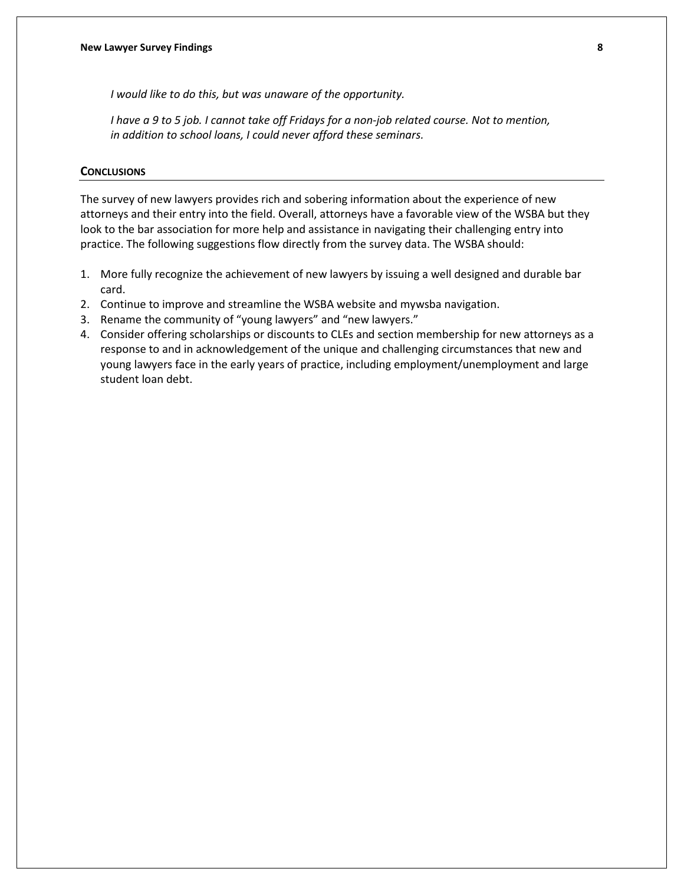*I would like to do this, but was unaware of the opportunity.*

*I have a 9 to 5 job. I cannot take off Fridays for a non-job related course. Not to mention, in addition to school loans, I could never afford these seminars.*

## CONCLUSIONS

The survey of new lawyers provides rich and sobering information about the experience of new attorneys and their entry into the field. Overall, attorneys have a favorable view of the WSBA but they look to the bar association for more help and assistance in navigating their challenging entry into practice. The following suggestions flow directly from the survey data. The WSBA should:

1. More fully recognize the achievement of new lawyers by issuing a well designed and durable bar card.
2. Continue to improve and streamline the WSBA website and mywsba navigation.
3. Rename the community of "young lawyers" and "new lawyers."
4. Consider offering scholarships or discounts to CLEs and section membership for new attorneys as a response to and in acknowledgement of the unique and challenging circumstances that new and young lawyers face in the early years of practice, including employment/unemployment and large student loan debt.